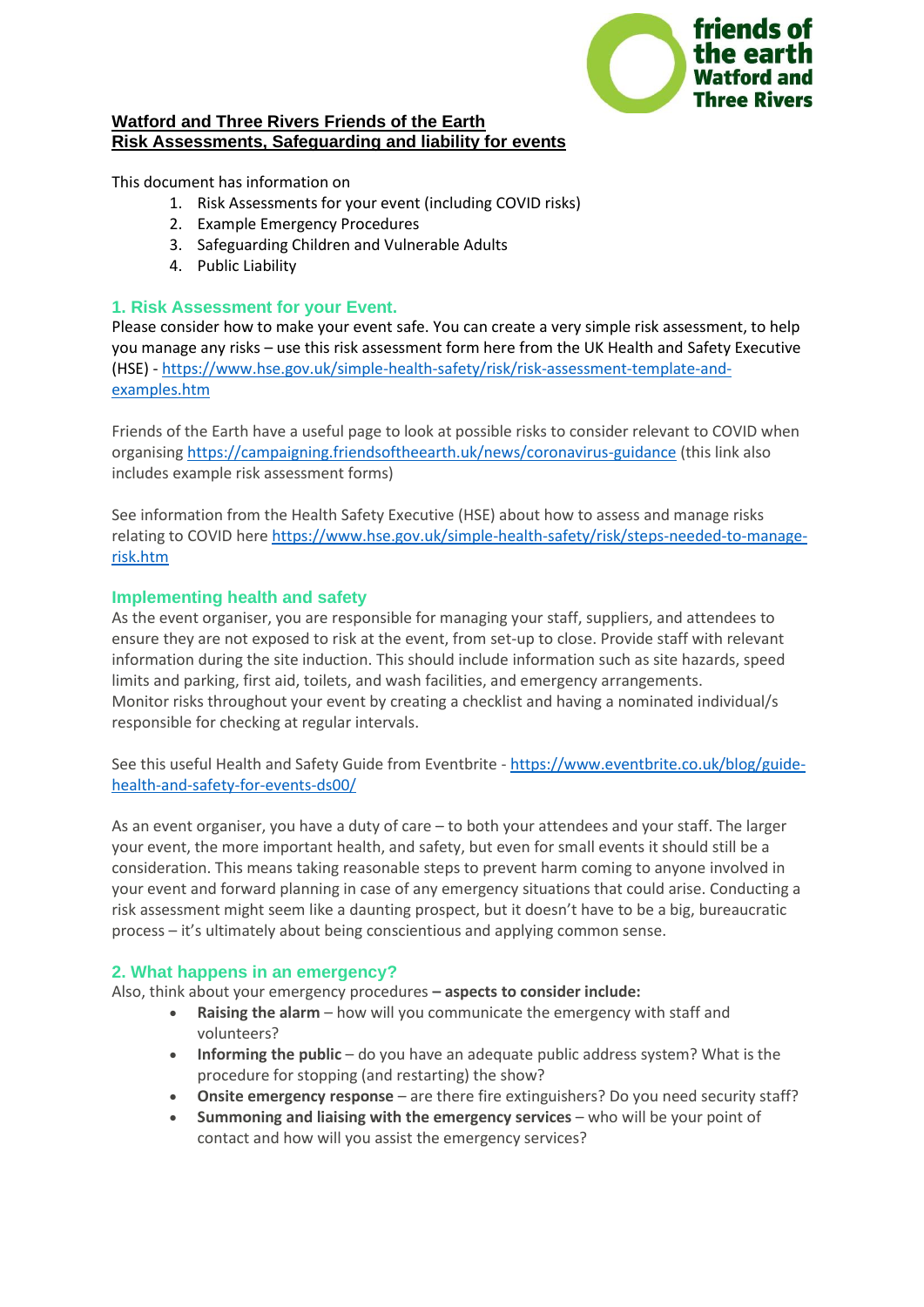friends of the earth Watford and Three Rivers

# Watford and Three Rivers Friends of the Earth
# Risk Assessments, Safeguarding and liability for events

This document has information on

1. Risk Assessments for your event (including COVID risks)
2. Example Emergency Procedures
3. Safeguarding Children and Vulnerable Adults
4. Public Liability

## 1. Risk Assessment for your Event.

Please consider how to make your event safe. You can create a very simple risk assessment, to help you manage any risks – use this risk assessment form here from the UK Health and Safety Executive (HSE) - [https://www.hse.gov.uk/simple-health-safety/risk/risk-assessment-template-and-examples.htm](https://www.hse.gov.uk/simple-health-safety/risk/risk-assessment-template-and-examples.htm)

Friends of the Earth have a useful page to look at possible risks to consider relevant to COVID when organising [https://campaigning.friendsoftheearth.uk/news/coronavirus-guidance](https://campaigning.friendsoftheearth.uk/news/coronavirus-guidance) (this link also includes example risk assessment forms)

See information from the Health Safety Executive (HSE) about how to assess and manage risks relating to COVID here [https://www.hse.gov.uk/simple-health-safety/risk/steps-needed-to-manage-risk.htm](https://www.hse.gov.uk/simple-health-safety/risk/steps-needed-to-manage-risk.htm)

## Implementing health and safety

As the event organiser, you are responsible for managing your staff, suppliers, and attendees to ensure they are not exposed to risk at the event, from set-up to close. Provide staff with relevant information during the site induction. This should include information such as site hazards, speed limits and parking, first aid, toilets, and wash facilities, and emergency arrangements.
Monitor risks throughout your event by creating a checklist and having a nominated individual/s responsible for checking at regular intervals.

See this useful Health and Safety Guide from Eventbrite - [https://www.eventbrite.co.uk/blog/guide-health-and-safety-for-events-ds00/](https://www.eventbrite.co.uk/blog/guide-health-and-safety-for-events-ds00/)

As an event organiser, you have a duty of care – to both your attendees and your staff. The larger your event, the more important health, and safety, but even for small events it should still be a consideration. This means taking reasonable steps to prevent harm coming to anyone involved in your event and forward planning in case of any emergency situations that could arise. Conducting a risk assessment might seem like a daunting prospect, but it doesn't have to be a big, bureaucratic process – it's ultimately about being conscientious and applying common sense.

## 2. What happens in an emergency?

Also, think about your emergency procedures **– aspects to consider include:**

- **Raising the alarm** – how will you communicate the emergency with staff and volunteers?
- **Informing the public** – do you have an adequate public address system? What is the procedure for stopping (and restarting) the show?
- **Onsite emergency response** – are there fire extinguishers? Do you need security staff?
- **Summoning and liaising with the emergency services** – who will be your point of contact and how will you assist the emergency services?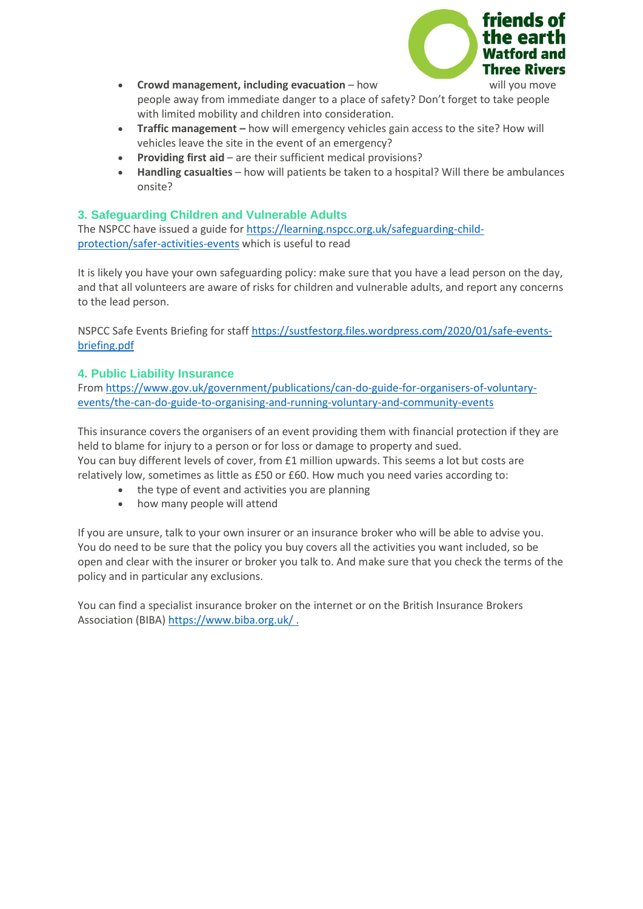- **Crowd management, including evacuation** – how will you move people away from immediate danger to a place of safety? Don't forget to take people with limited mobility and children into consideration.
- **Traffic management –** how will emergency vehicles gain access to the site? How will vehicles leave the site in the event of an emergency?
- **Providing first aid** – are their sufficient medical provisions?
- **Handling casualties** – how will patients be taken to a hospital? Will there be ambulances onsite?

## 3. Safeguarding Children and Vulnerable Adults

The NSPCC have issued a guide for https://learning.nspcc.org.uk/safeguarding-child-protection/safer-activities-events which is useful to read

It is likely you have your own safeguarding policy: make sure that you have a lead person on the day, and that all volunteers are aware of risks for children and vulnerable adults, and report any concerns to the lead person.

NSPCC Safe Events Briefing for staff https://sustfestorg.files.wordpress.com/2020/01/safe-events-briefing.pdf

## 4. Public Liability Insurance

From https://www.gov.uk/government/publications/can-do-guide-for-organisers-of-voluntary-events/the-can-do-guide-to-organising-and-running-voluntary-and-community-events

This insurance covers the organisers of an event providing them with financial protection if they are held to blame for injury to a person or for loss or damage to property and sued.
You can buy different levels of cover, from £1 million upwards. This seems a lot but costs are relatively low, sometimes as little as £50 or £60. How much you need varies according to:

- the type of event and activities you are planning
- how many people will attend

If you are unsure, talk to your own insurer or an insurance broker who will be able to advise you. You do need to be sure that the policy you buy covers all the activities you want included, so be open and clear with the insurer or broker you talk to. And make sure that you check the terms of the policy and in particular any exclusions.

You can find a specialist insurance broker on the internet or on the British Insurance Brokers Association (BIBA) https://www.biba.org.uk/ .